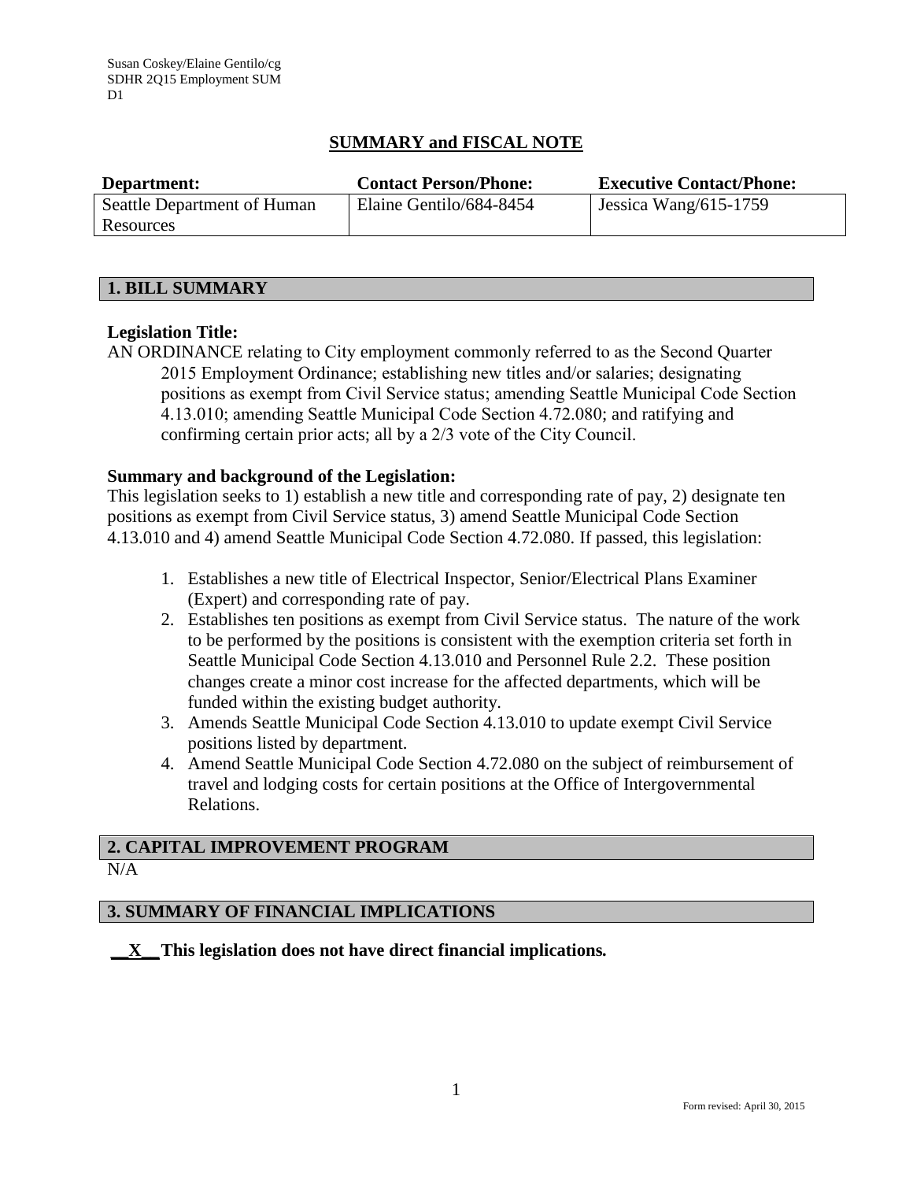Susan Coskey/Elaine Gentilo/cg
SDHR 2Q15 Employment SUM
D1

# SUMMARY and FISCAL NOTE

| Department: | Contact Person/Phone: | Executive Contact/Phone: |
|---|---|---|
| Seattle Department of Human Resources | Elaine Gentilo/684-8454 | Jessica Wang/615-1759 |

## 1. BILL SUMMARY

**Legislation Title:**

AN ORDINANCE relating to City employment commonly referred to as the Second Quarter 2015 Employment Ordinance; establishing new titles and/or salaries; designating positions as exempt from Civil Service status; amending Seattle Municipal Code Section 4.13.010; amending Seattle Municipal Code Section 4.72.080; and ratifying and confirming certain prior acts; all by a 2/3 vote of the City Council.

**Summary and background of the Legislation:**

This legislation seeks to 1) establish a new title and corresponding rate of pay, 2) designate ten positions as exempt from Civil Service status, 3) amend Seattle Municipal Code Section 4.13.010 and 4) amend Seattle Municipal Code Section 4.72.080. If passed, this legislation:

1. Establishes a new title of Electrical Inspector, Senior/Electrical Plans Examiner (Expert) and corresponding rate of pay.
2. Establishes ten positions as exempt from Civil Service status. The nature of the work to be performed by the positions is consistent with the exemption criteria set forth in Seattle Municipal Code Section 4.13.010 and Personnel Rule 2.2. These position changes create a minor cost increase for the affected departments, which will be funded within the existing budget authority.
3. Amends Seattle Municipal Code Section 4.13.010 to update exempt Civil Service positions listed by department.
4. Amend Seattle Municipal Code Section 4.72.080 on the subject of reimbursement of travel and lodging costs for certain positions at the Office of Intergovernmental Relations.

## 2. CAPITAL IMPROVEMENT PROGRAM

N/A

## 3. SUMMARY OF FINANCIAL IMPLICATIONS

**__X__ This legislation does not have direct financial implications.**

Form revised: April 30, 2015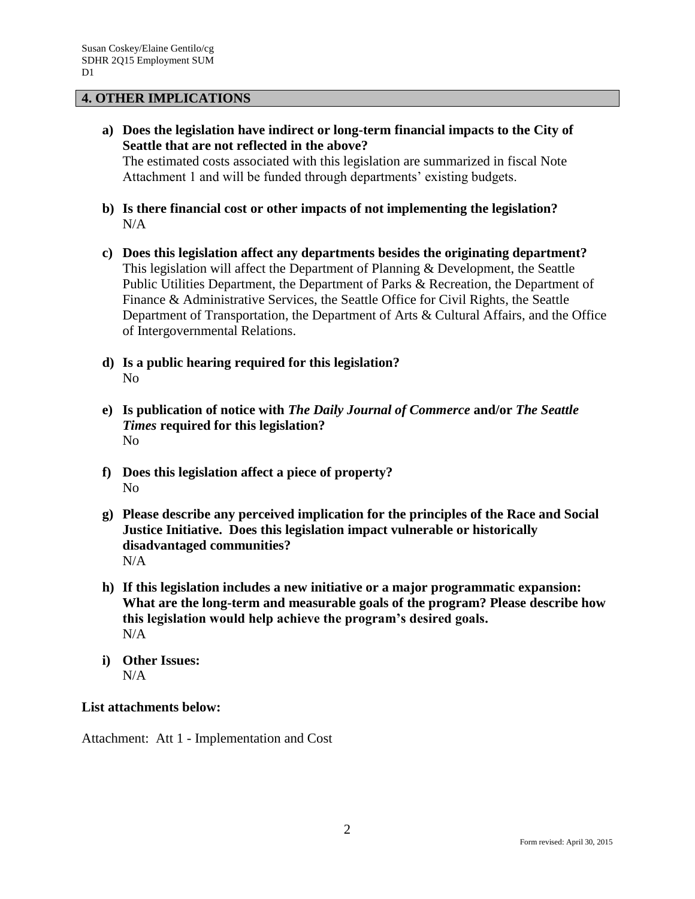## 4. OTHER IMPLICATIONS

a) **Does the legislation have indirect or long-term financial impacts to the City of Seattle that are not reflected in the above?**
The estimated costs associated with this legislation are summarized in fiscal Note Attachment 1 and will be funded through departments' existing budgets.

b) **Is there financial cost or other impacts of not implementing the legislation?**
N/A

c) **Does this legislation affect any departments besides the originating department?**
This legislation will affect the Department of Planning & Development, the Seattle Public Utilities Department, the Department of Parks & Recreation, the Department of Finance & Administrative Services, the Seattle Office for Civil Rights, the Seattle Department of Transportation, the Department of Arts & Cultural Affairs, and the Office of Intergovernmental Relations.

d) **Is a public hearing required for this legislation?**
No

e) **Is publication of notice with *The Daily Journal of Commerce* and/or *The Seattle Times* required for this legislation?**
No

f) **Does this legislation affect a piece of property?**
No

g) **Please describe any perceived implication for the principles of the Race and Social Justice Initiative. Does this legislation impact vulnerable or historically disadvantaged communities?**
N/A

h) **If this legislation includes a new initiative or a major programmatic expansion: What are the long-term and measurable goals of the program? Please describe how this legislation would help achieve the program's desired goals.**
N/A

i) **Other Issues:**
N/A

**List attachments below:**

Attachment: Att 1 - Implementation and Cost